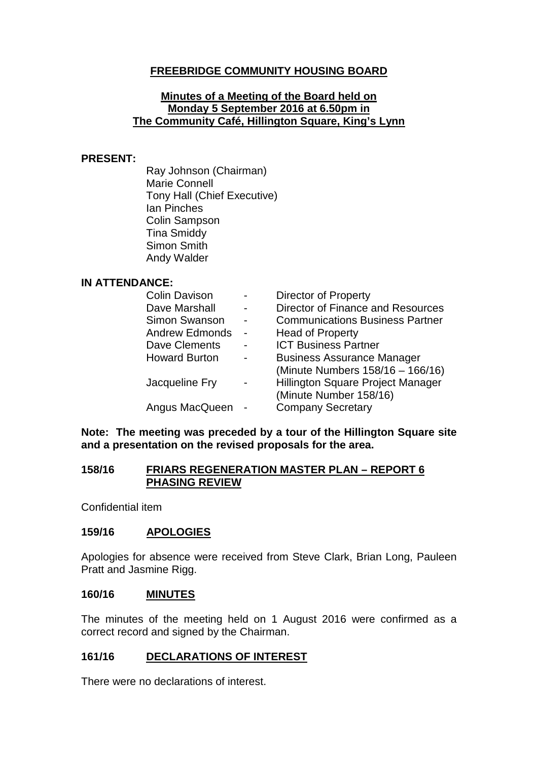# FREEBRIDGE COMMUNITY HOUSING BOARD

## Minutes of a Meeting of the Board held on Monday 5 September 2016 at 6.50pm in The Community Café, Hillington Square, King's Lynn

**PRESENT:**

Ray Johnson (Chairman)
Marie Connell
Tony Hall (Chief Executive)
Ian Pinches
Colin Sampson
Tina Smiddy
Simon Smith
Andy Walder

**IN ATTENDANCE:**

| | | |
|---|---|---|
| Colin Davison | - | Director of Property |
| Dave Marshall | - | Director of Finance and Resources |
| Simon Swanson | - | Communications Business Partner |
| Andrew Edmonds | - | Head of Property |
| Dave Clements | - | ICT Business Partner |
| Howard Burton | - | Business Assurance Manager (Minute Numbers 158/16 – 166/16) |
| Jacqueline Fry | - | Hillington Square Project Manager (Minute Number 158/16) |
| Angus MacQueen | - | Company Secretary |

**Note: The meeting was preceded by a tour of the Hillington Square site and a presentation on the revised proposals for the area.**

### 158/16 FRIARS REGENERATION MASTER PLAN – REPORT 6 PHASING REVIEW

Confidential item

### 159/16 APOLOGIES

Apologies for absence were received from Steve Clark, Brian Long, Pauleen Pratt and Jasmine Rigg.

### 160/16 MINUTES

The minutes of the meeting held on 1 August 2016 were confirmed as a correct record and signed by the Chairman.

### 161/16 DECLARATIONS OF INTEREST

There were no declarations of interest.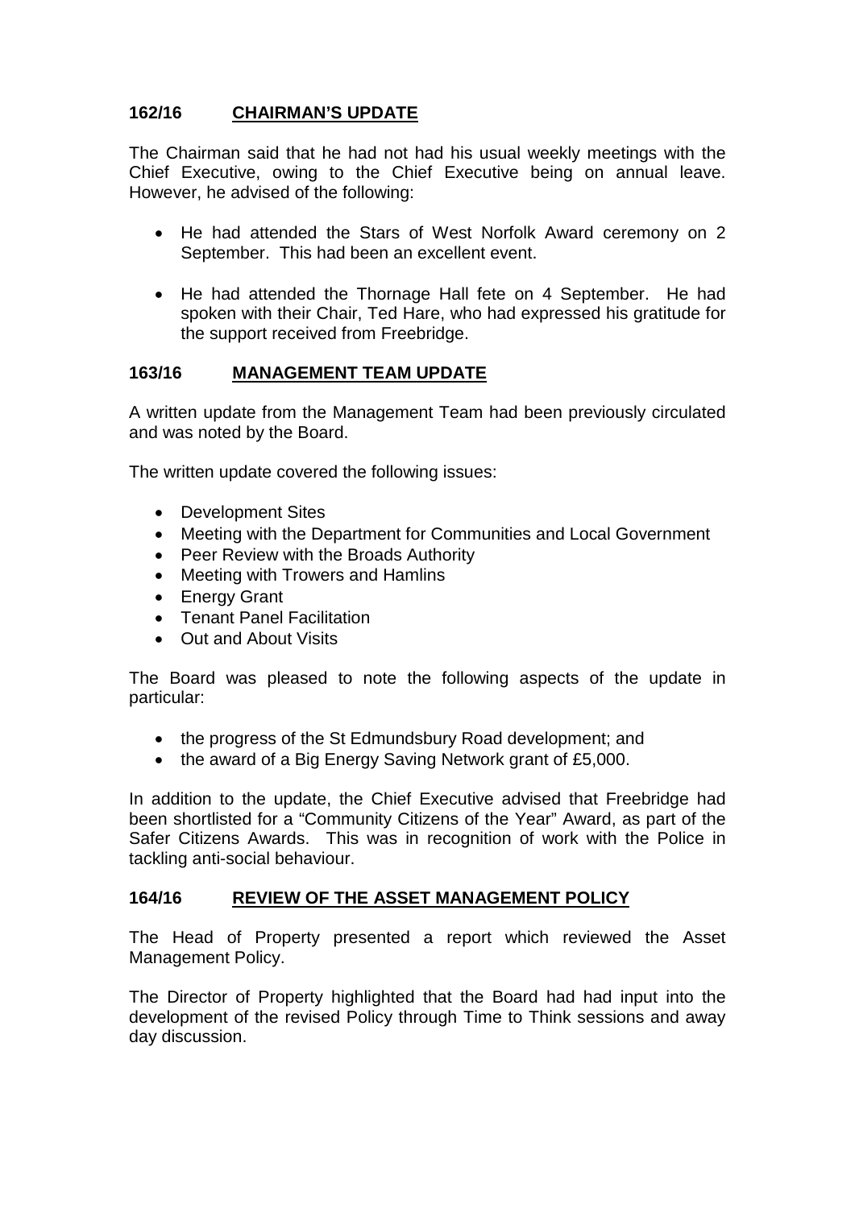## 162/16 CHAIRMAN'S UPDATE

The Chairman said that he had not had his usual weekly meetings with the Chief Executive, owing to the Chief Executive being on annual leave. However, he advised of the following:

- He had attended the Stars of West Norfolk Award ceremony on 2 September. This had been an excellent event.
- He had attended the Thornage Hall fete on 4 September. He had spoken with their Chair, Ted Hare, who had expressed his gratitude for the support received from Freebridge.

## 163/16 MANAGEMENT TEAM UPDATE

A written update from the Management Team had been previously circulated and was noted by the Board.

The written update covered the following issues:

- Development Sites
- Meeting with the Department for Communities and Local Government
- Peer Review with the Broads Authority
- Meeting with Trowers and Hamlins
- Energy Grant
- Tenant Panel Facilitation
- Out and About Visits

The Board was pleased to note the following aspects of the update in particular:

- the progress of the St Edmundsbury Road development; and
- the award of a Big Energy Saving Network grant of £5,000.

In addition to the update, the Chief Executive advised that Freebridge had been shortlisted for a "Community Citizens of the Year" Award, as part of the Safer Citizens Awards. This was in recognition of work with the Police in tackling anti-social behaviour.

## 164/16 REVIEW OF THE ASSET MANAGEMENT POLICY

The Head of Property presented a report which reviewed the Asset Management Policy.

The Director of Property highlighted that the Board had had input into the development of the revised Policy through Time to Think sessions and away day discussion.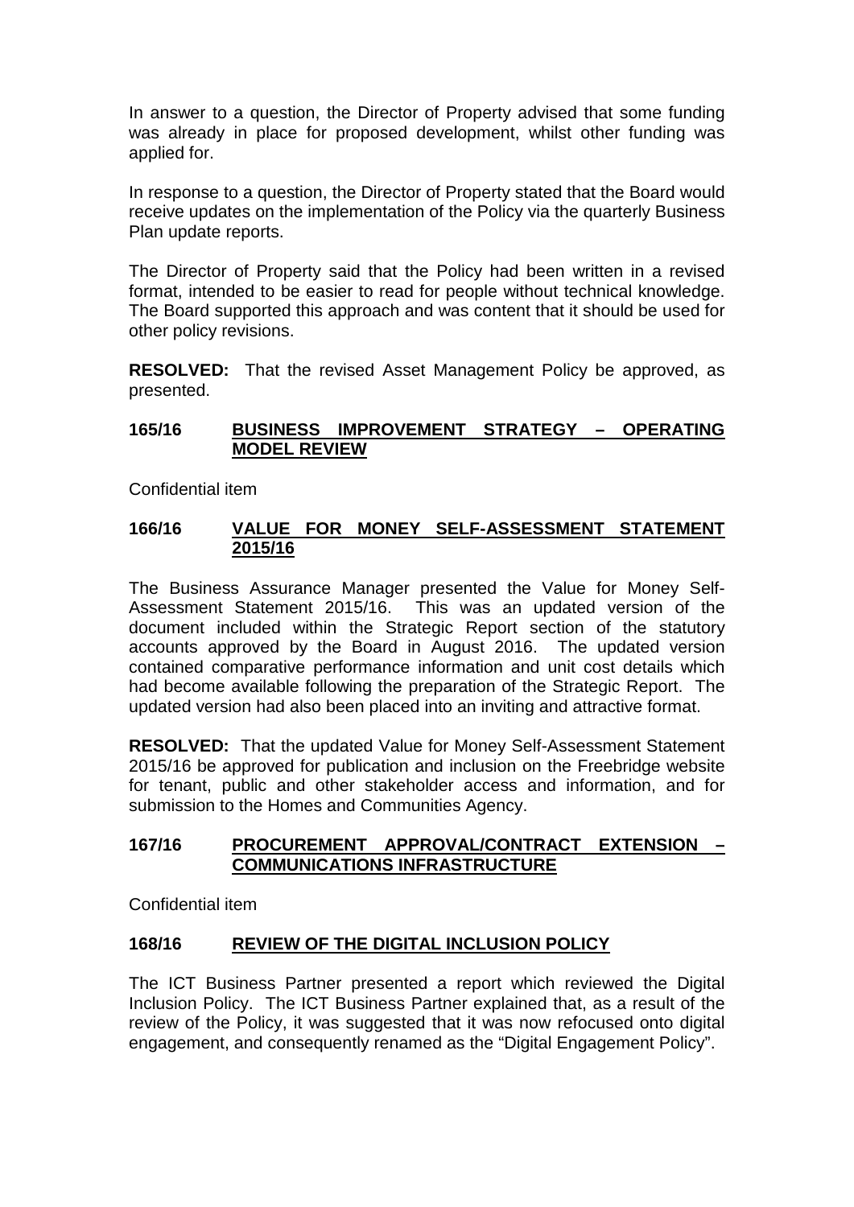In answer to a question, the Director of Property advised that some funding was already in place for proposed development, whilst other funding was applied for.

In response to a question, the Director of Property stated that the Board would receive updates on the implementation of the Policy via the quarterly Business Plan update reports.

The Director of Property said that the Policy had been written in a revised format, intended to be easier to read for people without technical knowledge. The Board supported this approach and was content that it should be used for other policy revisions.

**RESOLVED:** That the revised Asset Management Policy be approved, as presented.

## 165/16 BUSINESS IMPROVEMENT STRATEGY – OPERATING MODEL REVIEW

Confidential item

## 166/16 VALUE FOR MONEY SELF-ASSESSMENT STATEMENT 2015/16

The Business Assurance Manager presented the Value for Money Self-Assessment Statement 2015/16. This was an updated version of the document included within the Strategic Report section of the statutory accounts approved by the Board in August 2016. The updated version contained comparative performance information and unit cost details which had become available following the preparation of the Strategic Report. The updated version had also been placed into an inviting and attractive format.

**RESOLVED:** That the updated Value for Money Self-Assessment Statement 2015/16 be approved for publication and inclusion on the Freebridge website for tenant, public and other stakeholder access and information, and for submission to the Homes and Communities Agency.

## 167/16 PROCUREMENT APPROVAL/CONTRACT EXTENSION – COMMUNICATIONS INFRASTRUCTURE

Confidential item

## 168/16 REVIEW OF THE DIGITAL INCLUSION POLICY

The ICT Business Partner presented a report which reviewed the Digital Inclusion Policy. The ICT Business Partner explained that, as a result of the review of the Policy, it was suggested that it was now refocused onto digital engagement, and consequently renamed as the "Digital Engagement Policy".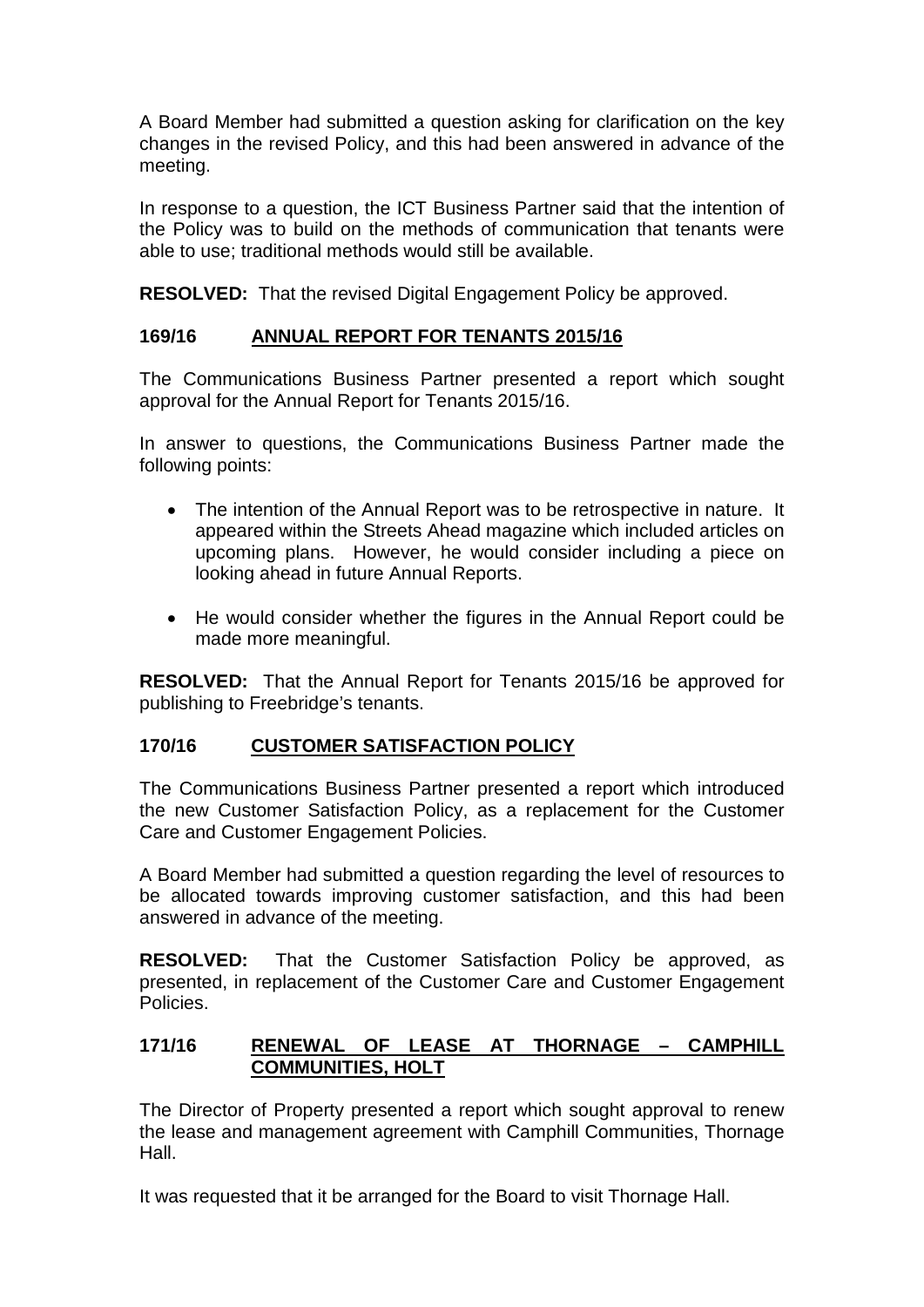A Board Member had submitted a question asking for clarification on the key changes in the revised Policy, and this had been answered in advance of the meeting.

In response to a question, the ICT Business Partner said that the intention of the Policy was to build on the methods of communication that tenants were able to use; traditional methods would still be available.

**RESOLVED:** That the revised Digital Engagement Policy be approved.

## 169/16 ANNUAL REPORT FOR TENANTS 2015/16

The Communications Business Partner presented a report which sought approval for the Annual Report for Tenants 2015/16.

In answer to questions, the Communications Business Partner made the following points:

- The intention of the Annual Report was to be retrospective in nature. It appeared within the Streets Ahead magazine which included articles on upcoming plans. However, he would consider including a piece on looking ahead in future Annual Reports.
- He would consider whether the figures in the Annual Report could be made more meaningful.

**RESOLVED:** That the Annual Report for Tenants 2015/16 be approved for publishing to Freebridge's tenants.

## 170/16 CUSTOMER SATISFACTION POLICY

The Communications Business Partner presented a report which introduced the new Customer Satisfaction Policy, as a replacement for the Customer Care and Customer Engagement Policies.

A Board Member had submitted a question regarding the level of resources to be allocated towards improving customer satisfaction, and this had been answered in advance of the meeting.

**RESOLVED:** That the Customer Satisfaction Policy be approved, as presented, in replacement of the Customer Care and Customer Engagement Policies.

## 171/16 RENEWAL OF LEASE AT THORNAGE – CAMPHILL COMMUNITIES, HOLT

The Director of Property presented a report which sought approval to renew the lease and management agreement with Camphill Communities, Thornage Hall.

It was requested that it be arranged for the Board to visit Thornage Hall.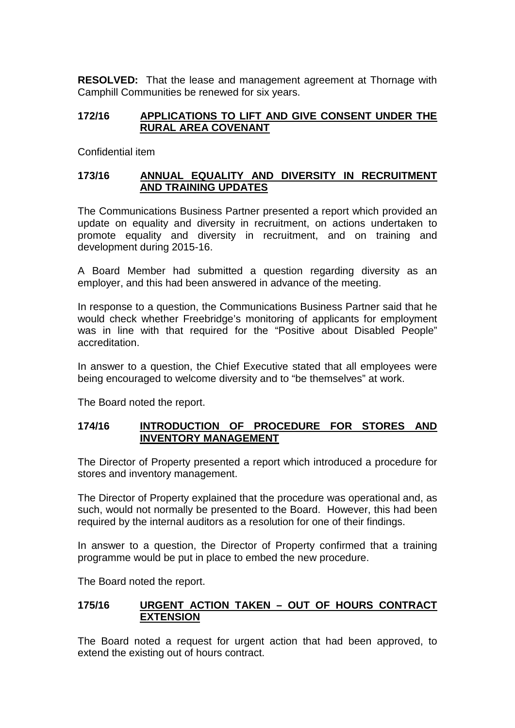**RESOLVED:** That the lease and management agreement at Thornage with Camphill Communities be renewed for six years.

## 172/16 APPLICATIONS TO LIFT AND GIVE CONSENT UNDER THE RURAL AREA COVENANT

Confidential item

## 173/16 ANNUAL EQUALITY AND DIVERSITY IN RECRUITMENT AND TRAINING UPDATES

The Communications Business Partner presented a report which provided an update on equality and diversity in recruitment, on actions undertaken to promote equality and diversity in recruitment, and on training and development during 2015-16.

A Board Member had submitted a question regarding diversity as an employer, and this had been answered in advance of the meeting.

In response to a question, the Communications Business Partner said that he would check whether Freebridge's monitoring of applicants for employment was in line with that required for the "Positive about Disabled People" accreditation.

In answer to a question, the Chief Executive stated that all employees were being encouraged to welcome diversity and to "be themselves" at work.

The Board noted the report.

## 174/16 INTRODUCTION OF PROCEDURE FOR STORES AND INVENTORY MANAGEMENT

The Director of Property presented a report which introduced a procedure for stores and inventory management.

The Director of Property explained that the procedure was operational and, as such, would not normally be presented to the Board. However, this had been required by the internal auditors as a resolution for one of their findings.

In answer to a question, the Director of Property confirmed that a training programme would be put in place to embed the new procedure.

The Board noted the report.

## 175/16 URGENT ACTION TAKEN – OUT OF HOURS CONTRACT EXTENSION

The Board noted a request for urgent action that had been approved, to extend the existing out of hours contract.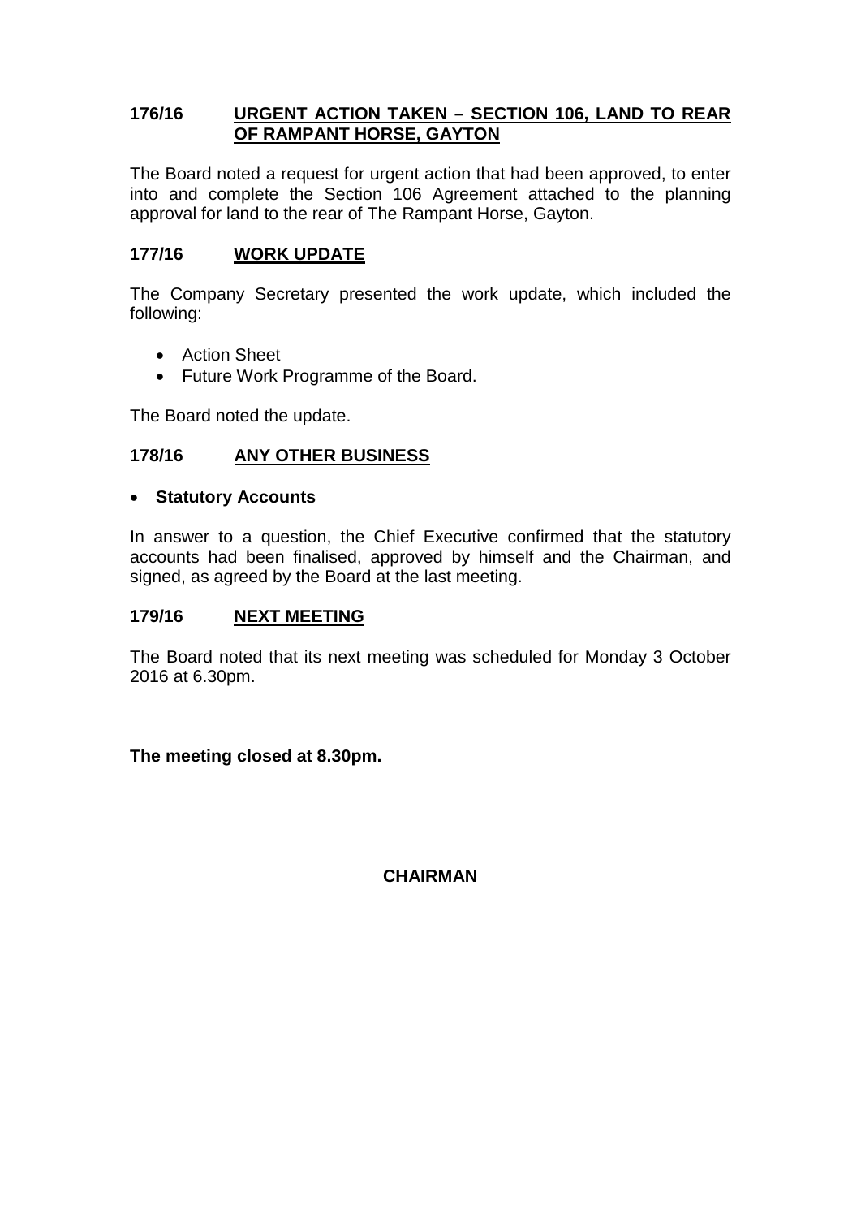**176/16 URGENT ACTION TAKEN – SECTION 106, LAND TO REAR OF RAMPANT HORSE, GAYTON**

The Board noted a request for urgent action that had been approved, to enter into and complete the Section 106 Agreement attached to the planning approval for land to the rear of The Rampant Horse, Gayton.

**177/16 WORK UPDATE**

The Company Secretary presented the work update, which included the following:

- Action Sheet
- Future Work Programme of the Board.

The Board noted the update.

**178/16 ANY OTHER BUSINESS**

- **Statutory Accounts**

In answer to a question, the Chief Executive confirmed that the statutory accounts had been finalised, approved by himself and the Chairman, and signed, as agreed by the Board at the last meeting.

**179/16 NEXT MEETING**

The Board noted that its next meeting was scheduled for Monday 3 October 2016 at 6.30pm.

**The meeting closed at 8.30pm.**

**CHAIRMAN**